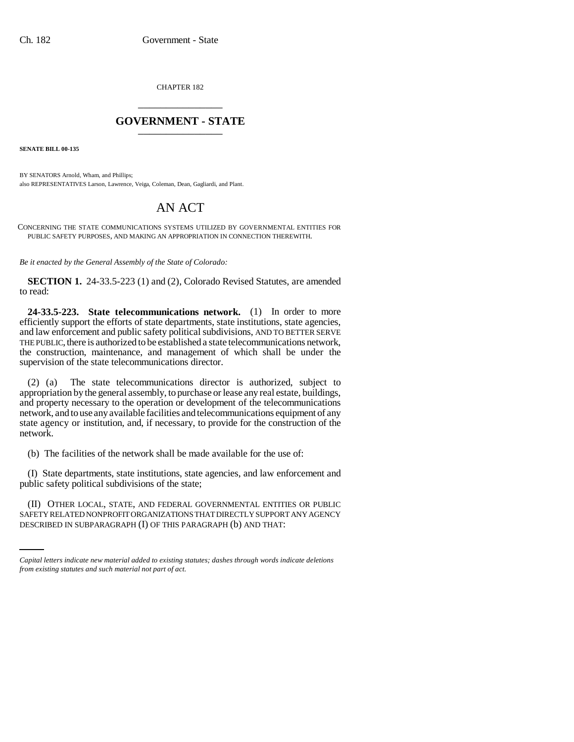CHAPTER 182

## GOVERNMENT - STATE

**SENATE BILL 00-135**

BY SENATORS Arnold, Wham, and Phillips;
also REPRESENTATIVES Larson, Lawrence, Veiga, Coleman, Dean, Gagliardi, and Plant.

# AN ACT

CONCERNING THE STATE COMMUNICATIONS SYSTEMS UTILIZED BY GOVERNMENTAL ENTITIES FOR PUBLIC SAFETY PURPOSES, AND MAKING AN APPROPRIATION IN CONNECTION THEREWITH.

*Be it enacted by the General Assembly of the State of Colorado:*

**SECTION 1.** 24-33.5-223 (1) and (2), Colorado Revised Statutes, are amended to read:

**24-33.5-223. State telecommunications network.** (1) In order to more efficiently support the efforts of state departments, state institutions, state agencies, and law enforcement and public safety political subdivisions, AND TO BETTER SERVE THE PUBLIC, there is authorized to be established a state telecommunications network, the construction, maintenance, and management of which shall be under the supervision of the state telecommunications director.

(2) (a) The state telecommunications director is authorized, subject to appropriation by the general assembly, to purchase or lease any real estate, buildings, and property necessary to the operation or development of the telecommunications network, and to use any available facilities and telecommunications equipment of any state agency or institution, and, if necessary, to provide for the construction of the network.

(b) The facilities of the network shall be made available for the use of:

(I) State departments, state institutions, state agencies, and law enforcement and public safety political subdivisions of the state;

(II) OTHER LOCAL, STATE, AND FEDERAL GOVERNMENTAL ENTITIES OR PUBLIC SAFETY RELATED NONPROFIT ORGANIZATIONS THAT DIRECTLY SUPPORT ANY AGENCY DESCRIBED IN SUBPARAGRAPH (I) OF THIS PARAGRAPH (b) AND THAT:

*Capital letters indicate new material added to existing statutes; dashes through words indicate deletions from existing statutes and such material not part of act.*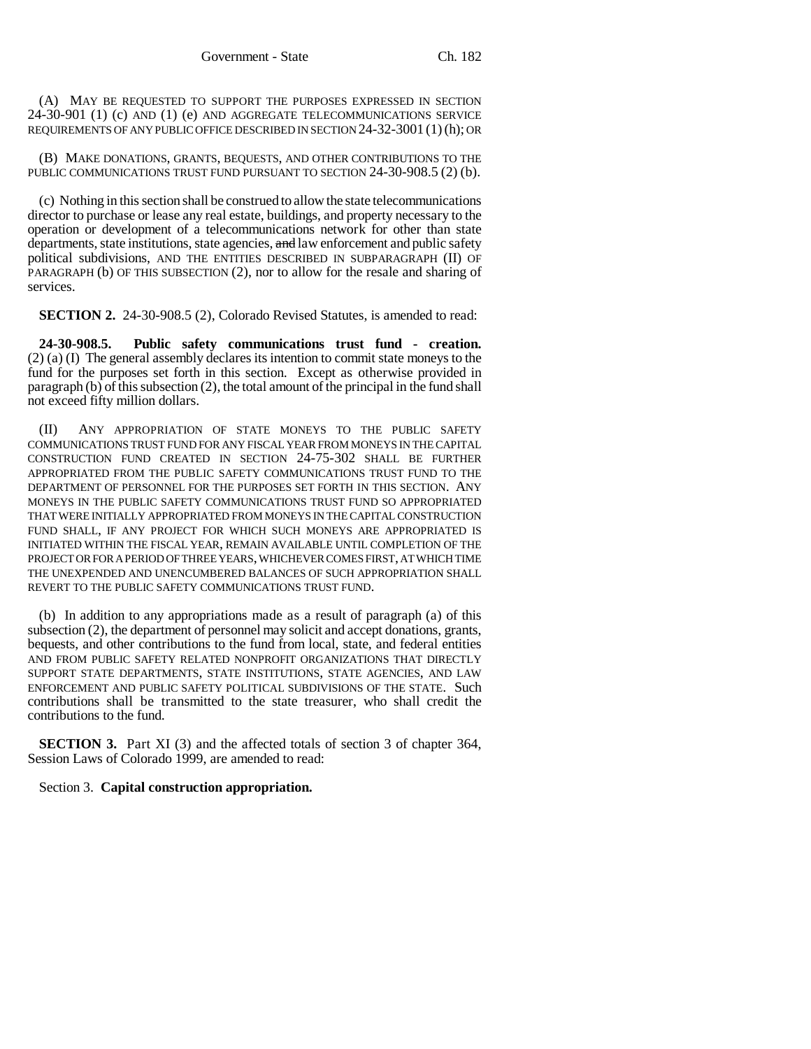(A) MAY BE REQUESTED TO SUPPORT THE PURPOSES EXPRESSED IN SECTION 24-30-901 (1) (c) AND (1) (e) AND AGGREGATE TELECOMMUNICATIONS SERVICE REQUIREMENTS OF ANY PUBLIC OFFICE DESCRIBED IN SECTION 24-32-3001 (1) (h); OR

(B) MAKE DONATIONS, GRANTS, BEQUESTS, AND OTHER CONTRIBUTIONS TO THE PUBLIC COMMUNICATIONS TRUST FUND PURSUANT TO SECTION 24-30-908.5 (2) (b).

(c) Nothing in this section shall be construed to allow the state telecommunications director to purchase or lease any real estate, buildings, and property necessary to the operation or development of a telecommunications network for other than state departments, state institutions, state agencies, ~~and~~ law enforcement and public safety political subdivisions, AND THE ENTITIES DESCRIBED IN SUBPARAGRAPH (II) OF PARAGRAPH (b) OF THIS SUBSECTION (2), nor to allow for the resale and sharing of services.

**SECTION 2.** 24-30-908.5 (2), Colorado Revised Statutes, is amended to read:

**24-30-908.5. Public safety communications trust fund - creation.** (2) (a) (I) The general assembly declares its intention to commit state moneys to the fund for the purposes set forth in this section. Except as otherwise provided in paragraph (b) of this subsection (2), the total amount of the principal in the fund shall not exceed fifty million dollars.

(II) ANY APPROPRIATION OF STATE MONEYS TO THE PUBLIC SAFETY COMMUNICATIONS TRUST FUND FOR ANY FISCAL YEAR FROM MONEYS IN THE CAPITAL CONSTRUCTION FUND CREATED IN SECTION 24-75-302 SHALL BE FURTHER APPROPRIATED FROM THE PUBLIC SAFETY COMMUNICATIONS TRUST FUND TO THE DEPARTMENT OF PERSONNEL FOR THE PURPOSES SET FORTH IN THIS SECTION. ANY MONEYS IN THE PUBLIC SAFETY COMMUNICATIONS TRUST FUND SO APPROPRIATED THAT WERE INITIALLY APPROPRIATED FROM MONEYS IN THE CAPITAL CONSTRUCTION FUND SHALL, IF ANY PROJECT FOR WHICH SUCH MONEYS ARE APPROPRIATED IS INITIATED WITHIN THE FISCAL YEAR, REMAIN AVAILABLE UNTIL COMPLETION OF THE PROJECT OR FOR A PERIOD OF THREE YEARS, WHICHEVER COMES FIRST, AT WHICH TIME THE UNEXPENDED AND UNENCUMBERED BALANCES OF SUCH APPROPRIATION SHALL REVERT TO THE PUBLIC SAFETY COMMUNICATIONS TRUST FUND.

(b) In addition to any appropriations made as a result of paragraph (a) of this subsection (2), the department of personnel may solicit and accept donations, grants, bequests, and other contributions to the fund from local, state, and federal entities AND FROM PUBLIC SAFETY RELATED NONPROFIT ORGANIZATIONS THAT DIRECTLY SUPPORT STATE DEPARTMENTS, STATE INSTITUTIONS, STATE AGENCIES, AND LAW ENFORCEMENT AND PUBLIC SAFETY POLITICAL SUBDIVISIONS OF THE STATE. Such contributions shall be transmitted to the state treasurer, who shall credit the contributions to the fund.

**SECTION 3.** Part XI (3) and the affected totals of section 3 of chapter 364, Session Laws of Colorado 1999, are amended to read:

Section 3. **Capital construction appropriation.**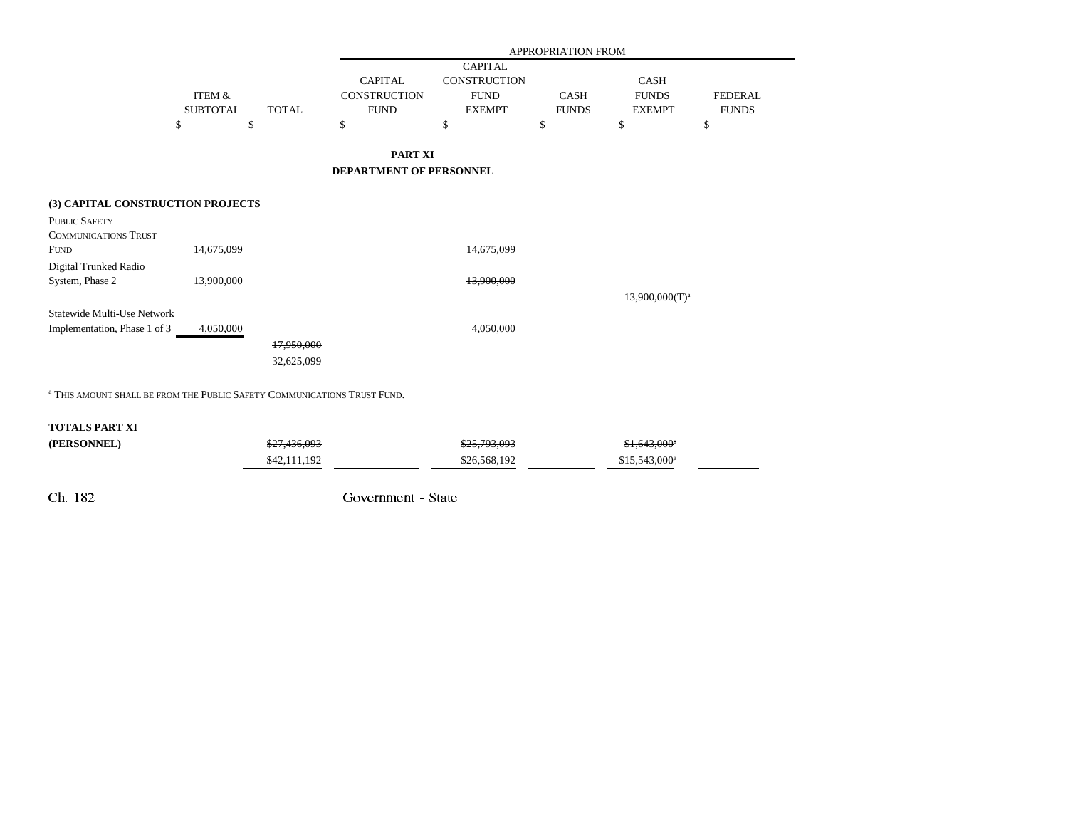| | ITEM & SUBTOTAL | TOTAL | CAPITAL CONSTRUCTION FUND | CAPITAL CONSTRUCTION FUND EXEMPT | CASH FUNDS | CASH FUNDS EXEMPT | FEDERAL FUNDS |
|---|---|---|---|---|---|---|---|
| | $ | $ | $ | $ | $ | $ | $ |

**PART XI**
**DEPARTMENT OF PERSONNEL**

| | ITEM & SUBTOTAL | TOTAL | CAPITAL CONSTRUCTION FUND | CAPITAL CONSTRUCTION FUND EXEMPT | CASH FUNDS | CASH FUNDS EXEMPT | FEDERAL FUNDS |
|---|---|---|---|---|---|---|---|
| **(3) CAPITAL CONSTRUCTION PROJECTS** | | | | | | | |
| PUBLIC SAFETY COMMUNICATIONS TRUST FUND | 14,675,099 | | | 14,675,099 | | | |
| Digital Trunked Radio System, Phase 2 | 13,900,000 | | | ~~13,900,000~~ | | 13,900,000(T)[a] | |
| Statewide Multi-Use Network Implementation, Phase 1 of 3 | 4,050,000 | | | 4,050,000 | | | |
| | | ~~17,950,000~~ | | | | | |
| | | 32,625,099 | | | | | |

[a] THIS AMOUNT SHALL BE FROM THE PUBLIC SAFETY COMMUNICATIONS TRUST FUND.

| | ITEM & SUBTOTAL | TOTAL | CAPITAL CONSTRUCTION FUND | CAPITAL CONSTRUCTION FUND EXEMPT | CASH FUNDS | CASH FUNDS EXEMPT | FEDERAL FUNDS |
|---|---|---|---|---|---|---|---|
| **TOTALS PART XI** | | | | | | | |
| **(PERSONNEL)** | | ~~$27,436,093~~ | | ~~$25,793,093~~ | | ~~$1,643,000~~[a] | |
| | | $42,111,192 | | $26,568,192 | | $15,543,000[a] | |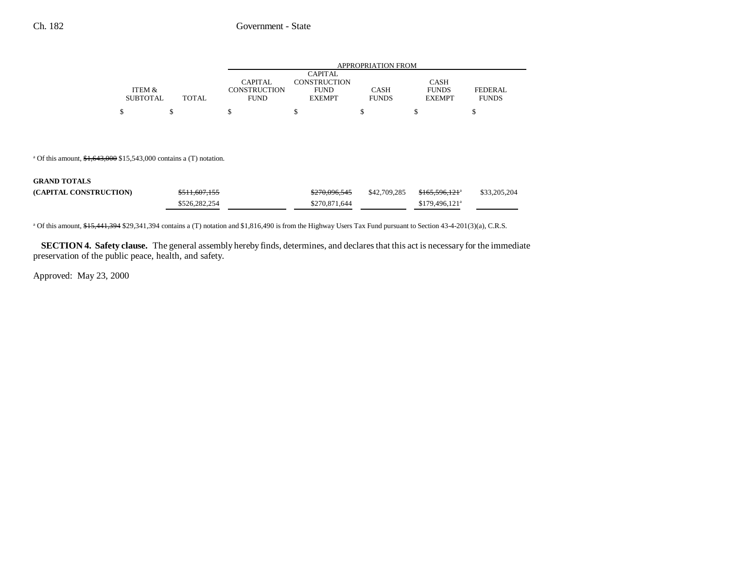| | ITEM & SUBTOTAL | TOTAL | APPROPRIATION FROM CAPITAL CONSTRUCTION FUND | CAPITAL CONSTRUCTION FUND EXEMPT | CASH FUNDS | CASH FUNDS EXEMPT | FEDERAL FUNDS |
|---|---|---|---|---|---|---|---|
| | $ | $ | $ | $ | $ | $ | $ |

[a] Of this amount, ~~$1,643,000~~ $15,543,000 contains a (T) notation.

| | | | | | | | |
|---|---|---|---|---|---|---|---|
| **GRAND TOTALS** | | | | | | | |
| **(CAPITAL CONSTRUCTION)** | | ~~$511,607,155~~ | | ~~$270,096,545~~ | $42,709,285 | ~~$165,596,121~~[a] | $33,205,204 |
| | | $526,282,254 | | $270,871,644 | | $179,496,121[a] | |

[a] Of this amount, ~~$15,441,394~~ $29,341,394 contains a (T) notation and $1,816,490 is from the Highway Users Tax Fund pursuant to Section 43-4-201(3)(a), C.R.S.

**SECTION 4. Safety clause.** The general assembly hereby finds, determines, and declares that this act is necessary for the immediate preservation of the public peace, health, and safety.

Approved: May 23, 2000